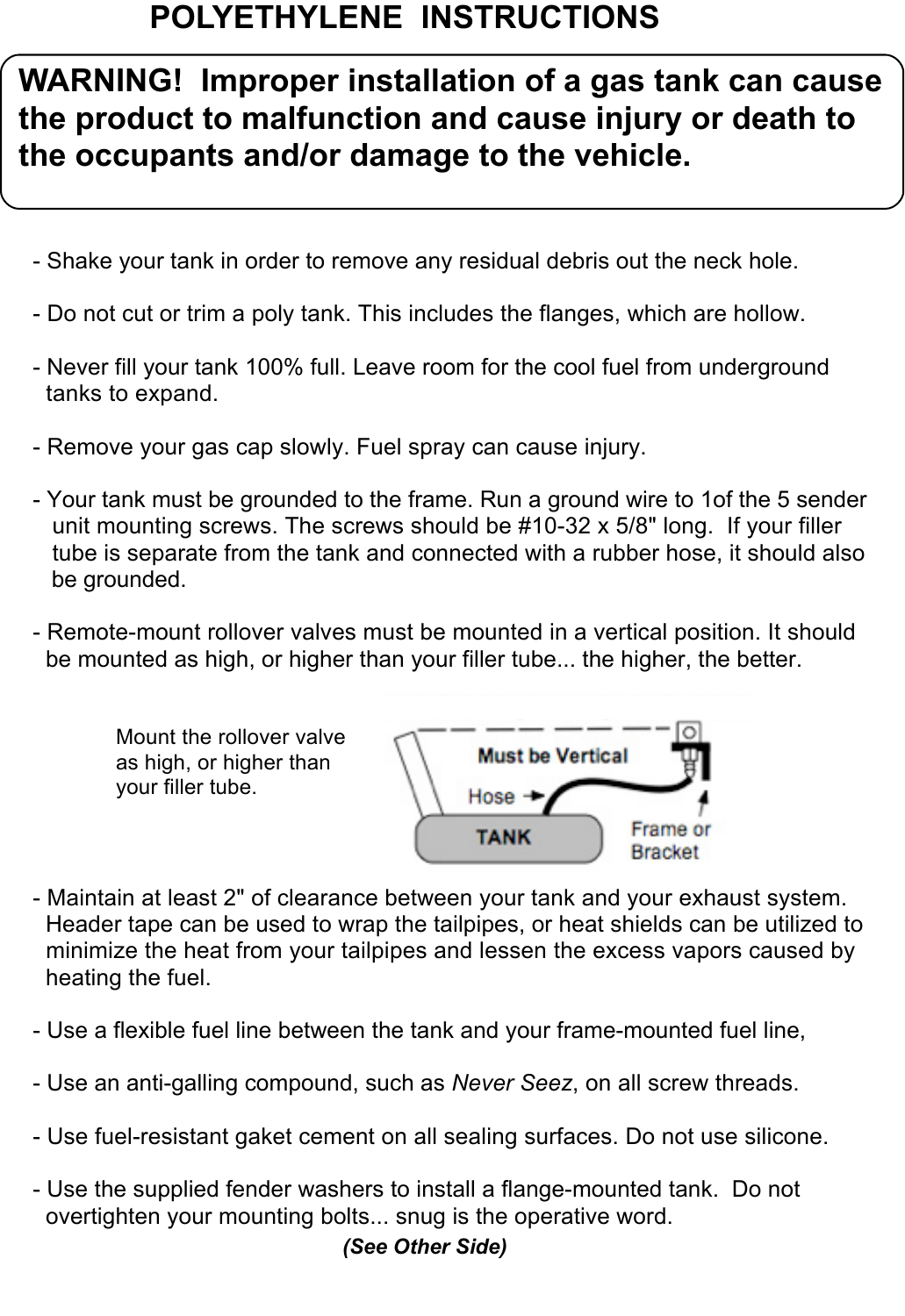# POLYETHYLENE INSTRUCTIONS

**WARNING! Improper installation of a gas tank can cause the product to malfunction and cause injury or death to the occupants and/or damage to the vehicle.**

- Shake your tank in order to remove any residual debris out the neck hole.

- Do not cut or trim a poly tank. This includes the flanges, which are hollow.

- Never fill your tank 100% full. Leave room for the cool fuel from underground tanks to expand.

- Remove your gas cap slowly. Fuel spray can cause injury.

- Your tank must be grounded to the frame. Run a ground wire to 1of the 5 sender unit mounting screws. The screws should be #10-32 x 5/8" long. If your filler tube is separate from the tank and connected with a rubber hose, it should also be grounded.

- Remote-mount rollover valves must be mounted in a vertical position. It should be mounted as high, or higher than your filler tube... the higher, the better.

Mount the rollover valve as high, or higher than your filler tube.

Must be Vertical

Hose

TANK

Frame or Bracket

- Maintain at least 2" of clearance between your tank and your exhaust system. Header tape can be used to wrap the tailpipes, or heat shields can be utilized to minimize the heat from your tailpipes and lessen the excess vapors caused by heating the fuel.

- Use a flexible fuel line between the tank and your frame-mounted fuel line,

- Use an anti-galling compound, such as *Never Seez*, on all screw threads.

- Use fuel-resistant gaket cement on all sealing surfaces. Do not use silicone.

- Use the supplied fender washers to install a flange-mounted tank. Do not overtighten your mounting bolts... snug is the operative word.

***(See Other Side)***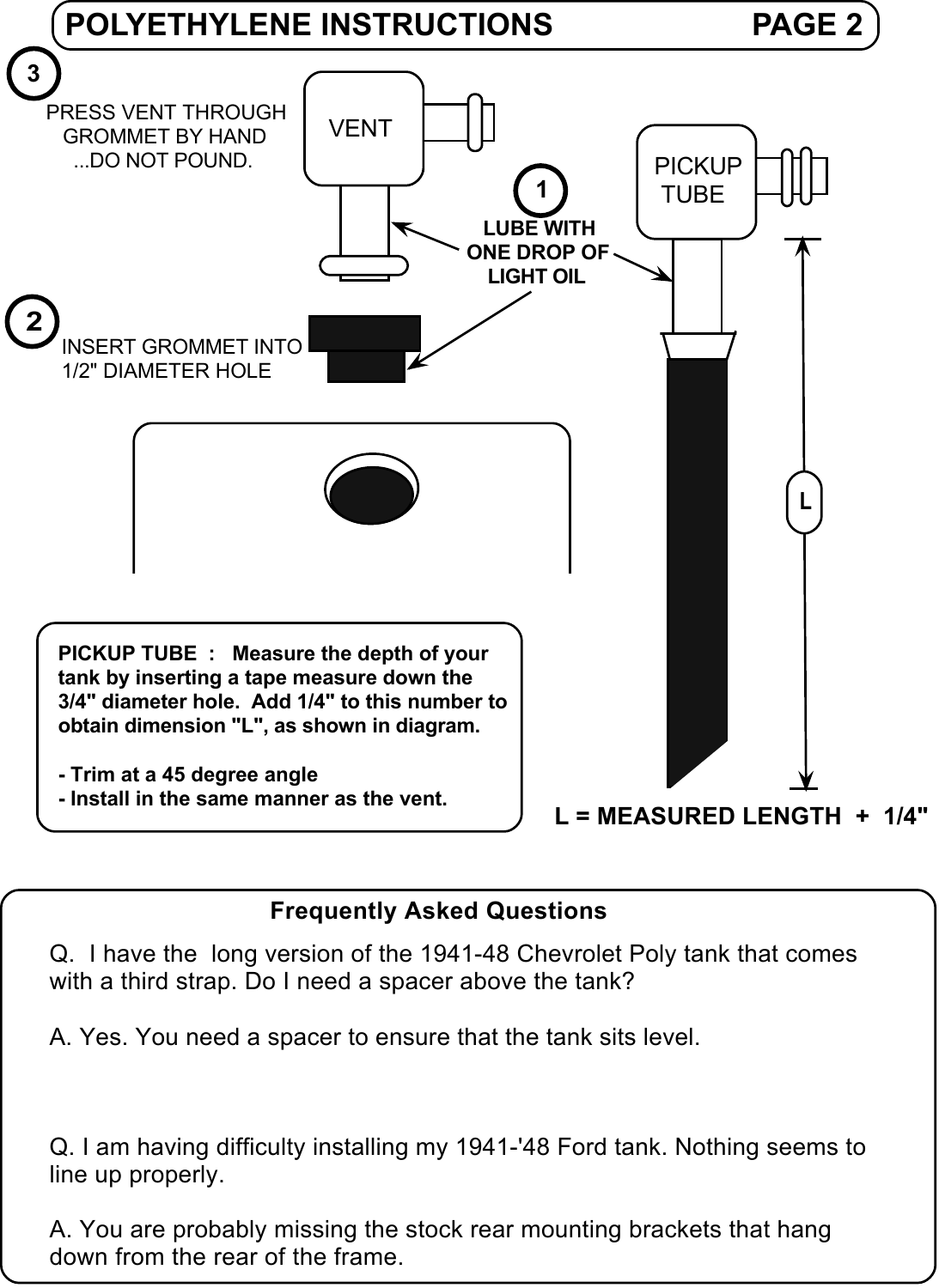# POLYETHYLENE INSTRUCTIONS

3

PRESS VENT THROUGH GROMMET BY HAND ...DO NOT POUND.

VENT

PICKUP TUBE

1

**LUBE WITH ONE DROP OF LIGHT OIL**

2

INSERT GROMMET INTO 1/2" DIAMETER HOLE

L

**PICKUP TUBE : Measure the depth of your tank by inserting a tape measure down the 3/4" diameter hole. Add 1/4" to this number to obtain dimension "L", as shown in diagram.**

**- Trim at a 45 degree angle**
**- Install in the same manner as the vent.**

**L = MEASURED LENGTH + 1/4"**

## Frequently Asked Questions

Q. I have the long version of the 1941-48 Chevrolet Poly tank that comes with a third strap. Do I need a spacer above the tank?

A. Yes. You need a spacer to ensure that the tank sits level.

Q. I am having difficulty installing my 1941-'48 Ford tank. Nothing seems to line up properly.

A. You are probably missing the stock rear mounting brackets that hang down from the rear of the frame.